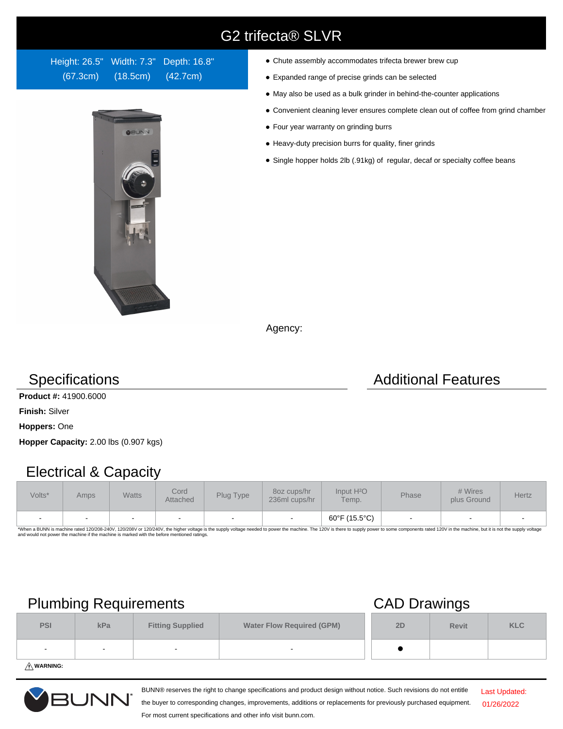# G2 trifecta® SLVR

Height: 26.5" (67.3cm) Width: 7.3" (18.5cm) Depth: 16.8" (42.7cm)

- Chute assembly accommodates trifecta brewer brew cup
- Expanded range of precise grinds can be selected
- May also be used as a bulk grinder in behind-the-counter applications
- Convenient cleaning lever ensures complete clean out of coffee from grind chamber
- Four year warranty on grinding burrs
- Heavy-duty precision burrs for quality, finer grinds
- Single hopper holds 2lb (.91kg) of regular, decaf or specialty coffee beans

Agency:

## Specifications

**Product #:** 41900.6000

**Finish:** Silver

**Hoppers:** One

**Hopper Capacity:** 2.00 lbs (0.907 kgs)

## Additional Features

## Electrical & Capacity

| Volts* | Amps | Watts | Cord Attached | Plug Type | 8oz cups/hr 236ml cups/hr | Input $H_2O$ Temp. | Phase | # Wires plus Ground | Hertz |
|---|---|---|---|---|---|---|---|---|---|
| - | - | - | - | - | - | 60°F (15.5°C) | - | - | - |

*When a BUNN is machine rated 120/208-240V, 120/208V or 120/240V, the higher voltage is the supply voltage needed to power the machine. The 120V is there to supply power to some components rated 120V in the machine, but it is not the supply voltage and would not power the machine if the machine is marked with the before mentioned ratings.

## Plumbing Requirements

| PSI | kPa | Fitting Supplied | Water Flow Required (GPM) |
|---|---|---|---|
| - | - | - | - |

⚠ **WARNING:**

## CAD Drawings

| 2D | Revit | KLC |
|---|---|---|
| ● | | |

BUNN® reserves the right to change specifications and product design without notice. Such revisions do not entitle the buyer to corresponding changes, improvements, additions or replacements for previously purchased equipment. For most current specifications and other info visit bunn.com.

Last Updated: 01/26/2022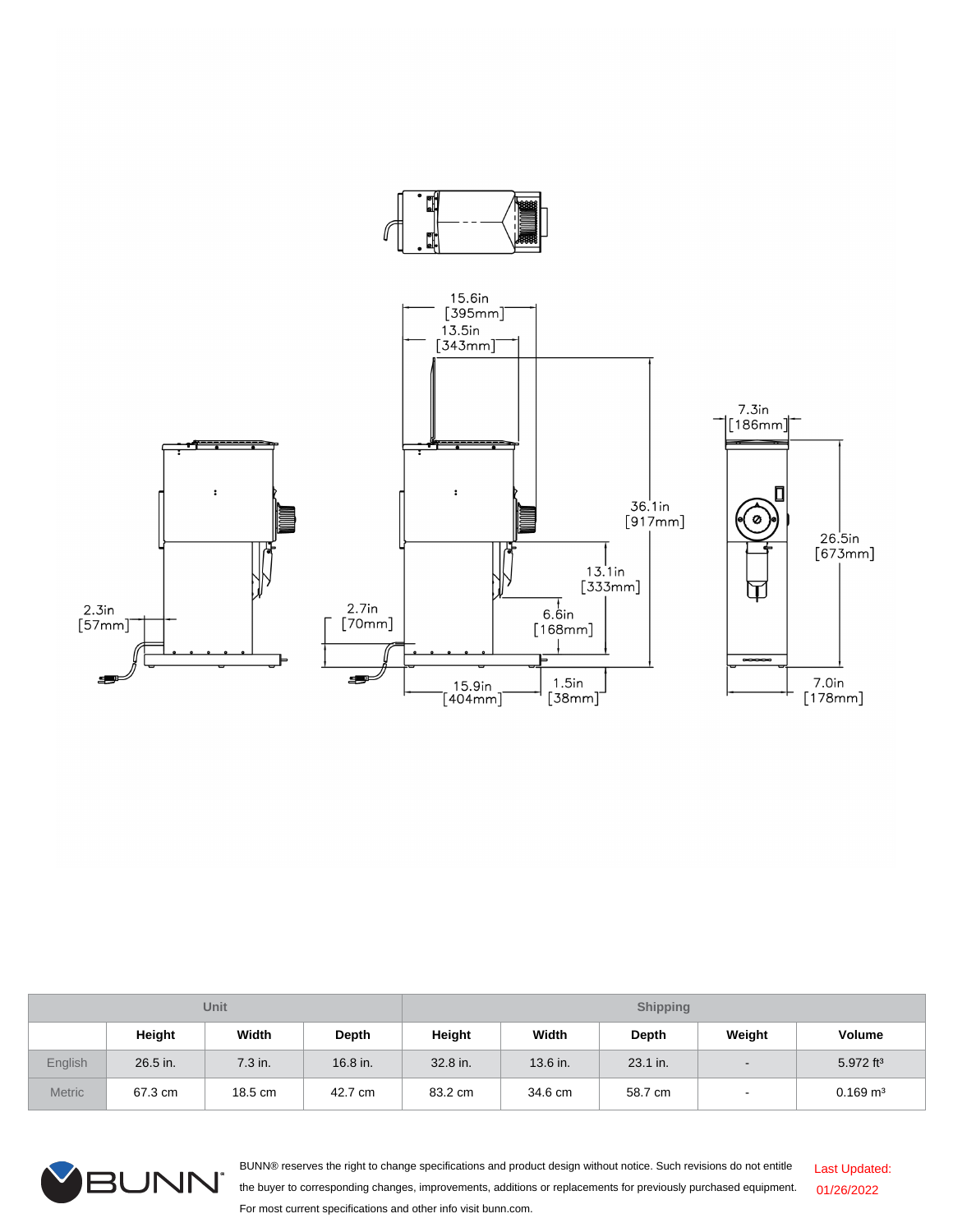| Unit | | | | Shipping | | | | |
|---|---|---|---|---|---|---|---|---|
| | Height | Width | Depth | Height | Width | Depth | Weight | Volume |
| English | 26.5 in. | 7.3 in. | 16.8 in. | 32.8 in. | 13.6 in. | 23.1 in. | - | 5.972 ft³ |
| Metric | 67.3 cm | 18.5 cm | 42.7 cm | 83.2 cm | 34.6 cm | 58.7 cm | - | 0.169 m³ |

BUNN® reserves the right to change specifications and product design without notice. Such revisions do not entitle the buyer to corresponding changes, improvements, additions or replacements for previously purchased equipment. For most current specifications and other info visit bunn.com.

Last Updated: 01/26/2022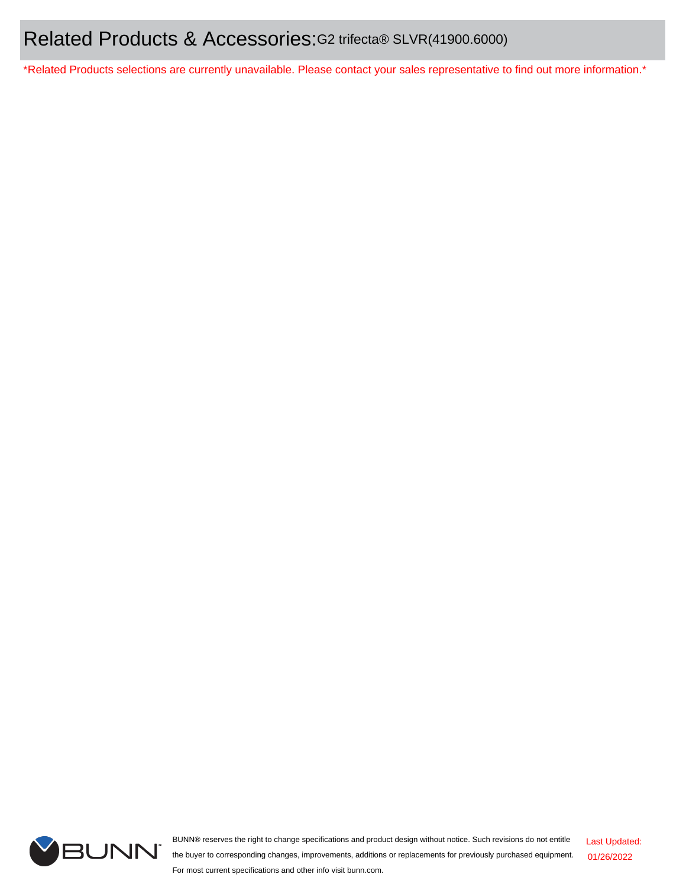# Related Products & Accessories: G2 trifecta® SLVR(41900.6000)

*Related Products selections are currently unavailable. Please contact your sales representative to find out more information.*

BUNN® reserves the right to change specifications and product design without notice. Such revisions do not entitle the buyer to corresponding changes, improvements, additions or replacements for previously purchased equipment. For most current specifications and other info visit bunn.com.

Last Updated: 01/26/2022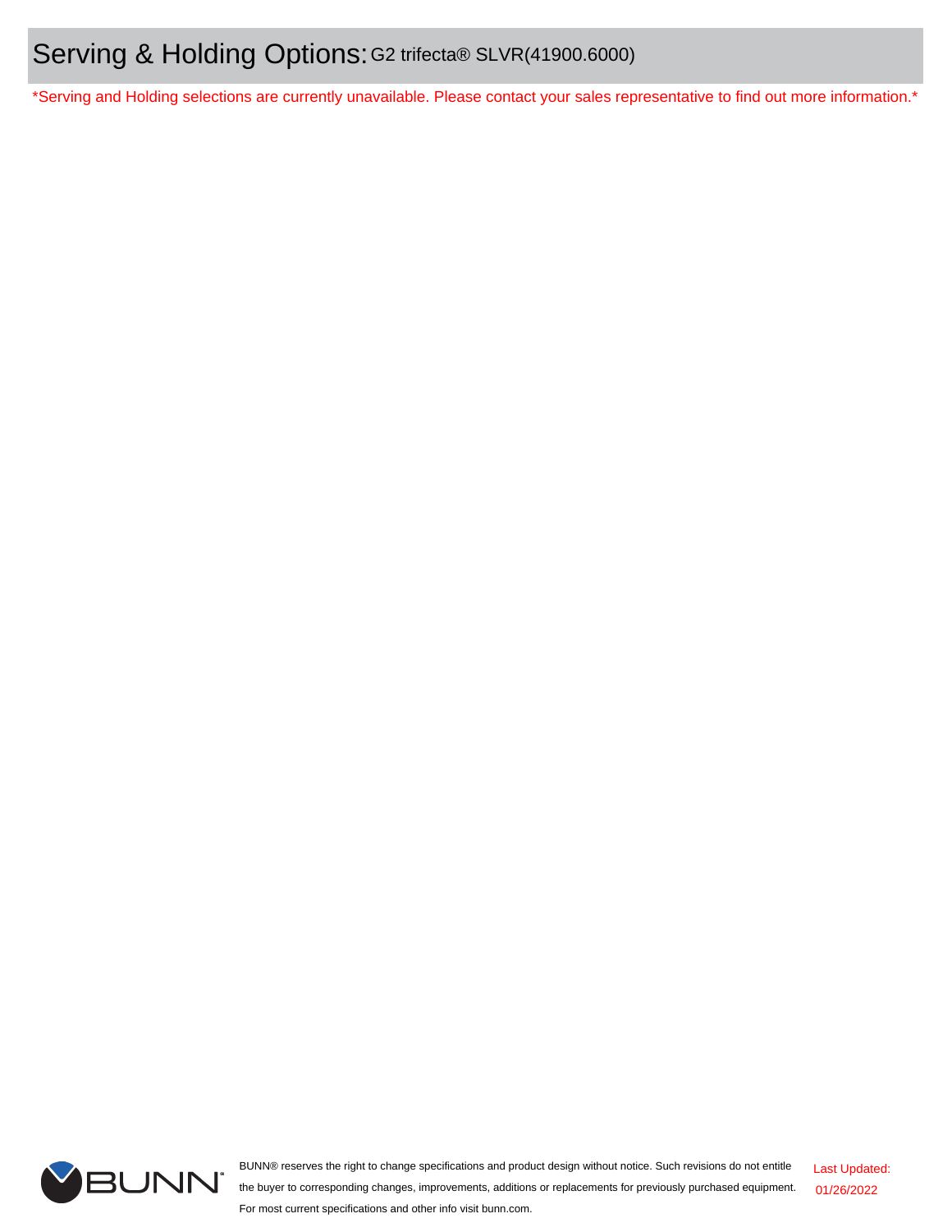# Serving & Holding Options: G2 trifecta® SLVR(41900.6000)

*Serving and Holding selections are currently unavailable. Please contact your sales representative to find out more information.*

BUNN® reserves the right to change specifications and product design without notice. Such revisions do not entitle the buyer to corresponding changes, improvements, additions or replacements for previously purchased equipment. For most current specifications and other info visit bunn.com.

Last Updated: 01/26/2022